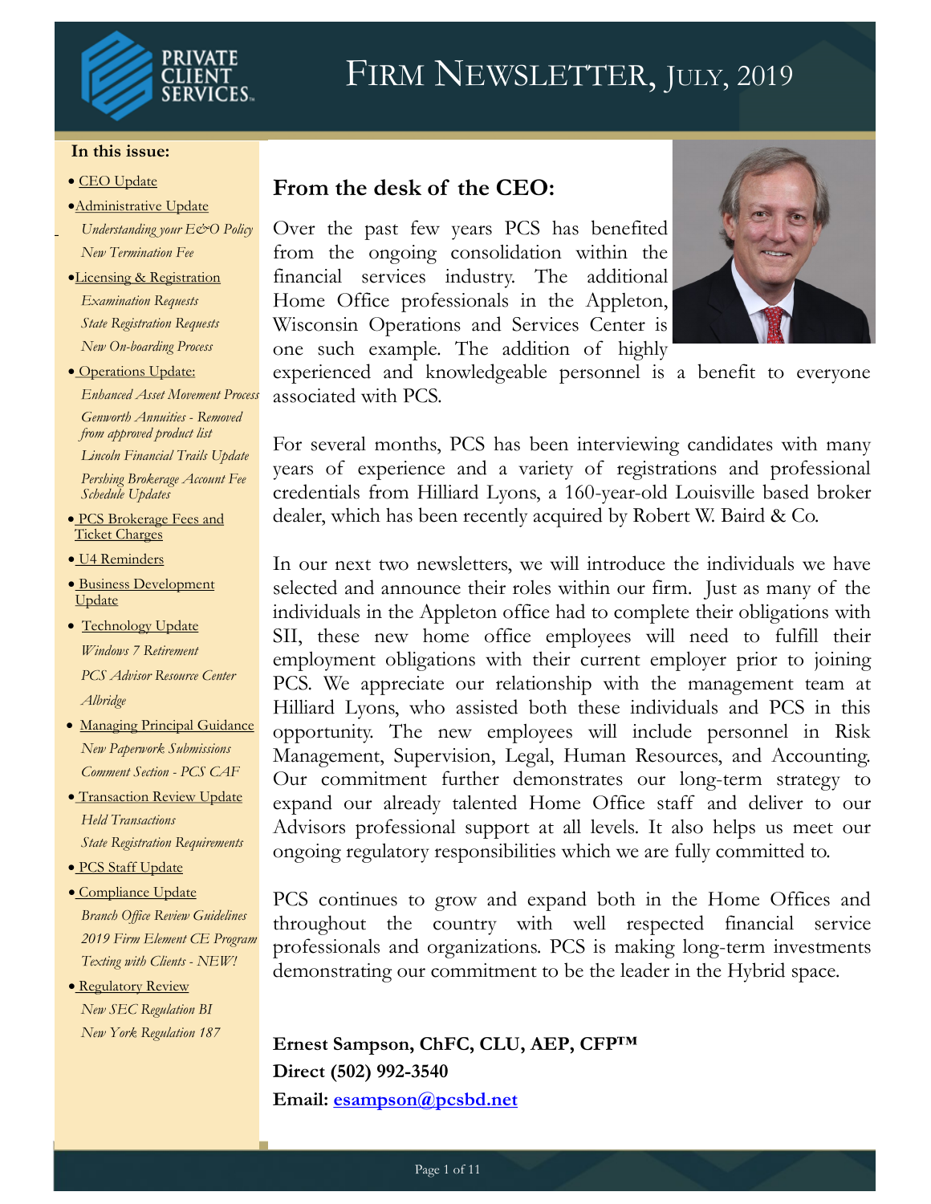# Firm Newsletter, July, 2019

**In this issue:**

- CEO Update
- Administrative Update
  - *Understanding your E&O Policy*
  - *New Termination Fee*
- Licensing & Registration
  - *Examination Requests*
  - *State Registration Requests*
  - *New On-boarding Process*
- Operations Update:
  - *Enhanced Asset Movement Process*
  - *Genworth Annuities - Removed from approved product list*
  - *Lincoln Financial Trails Update*
  - *Pershing Brokerage Account Fee Schedule Updates*
- PCS Brokerage Fees and Ticket Charges
- U4 Reminders
- Business Development Update
- Technology Update
  - *Windows 7 Retirement*
  - *PCS Advisor Resource Center*
  - *Albridge*
- Managing Principal Guidance
  - *New Paperwork Submissions*
  - *Comment Section - PCS CAF*
- Transaction Review Update
  - *Held Transactions*
  - *State Registration Requirements*
- PCS Staff Update
- Compliance Update
  - *Branch Office Review Guidelines*
  - *2019 Firm Element CE Program*
  - *Texting with Clients - NEW!*
- Regulatory Review
  - *New SEC Regulation BI*
  - *New York Regulation 187*

## From the desk of the CEO:

Over the past few years PCS has benefited from the ongoing consolidation within the financial services industry. The additional Home Office professionals in the Appleton, Wisconsin Operations and Services Center is one such example. The addition of highly experienced and knowledgeable personnel is a benefit to everyone associated with PCS.

For several months, PCS has been interviewing candidates with many years of experience and a variety of registrations and professional credentials from Hilliard Lyons, a 160-year-old Louisville based broker dealer, which has been recently acquired by Robert W. Baird & Co.

In our next two newsletters, we will introduce the individuals we have selected and announce their roles within our firm. Just as many of the individuals in the Appleton office had to complete their obligations with SII, these new home office employees will need to fulfill their employment obligations with their current employer prior to joining PCS. We appreciate our relationship with the management team at Hilliard Lyons, who assisted both these individuals and PCS in this opportunity. The new employees will include personnel in Risk Management, Supervision, Legal, Human Resources, and Accounting. Our commitment further demonstrates our long-term strategy to expand our already talented Home Office staff and deliver to our Advisors professional support at all levels. It also helps us meet our ongoing regulatory responsibilities which we are fully committed to.

PCS continues to grow and expand both in the Home Offices and throughout the country with well respected financial service professionals and organizations. PCS is making long-term investments demonstrating our commitment to be the leader in the Hybrid space.

**Ernest Sampson, ChFC, CLU, AEP, CFP™**
**Direct (502) 992-3540**
**Email: esampson@pcsbd.net**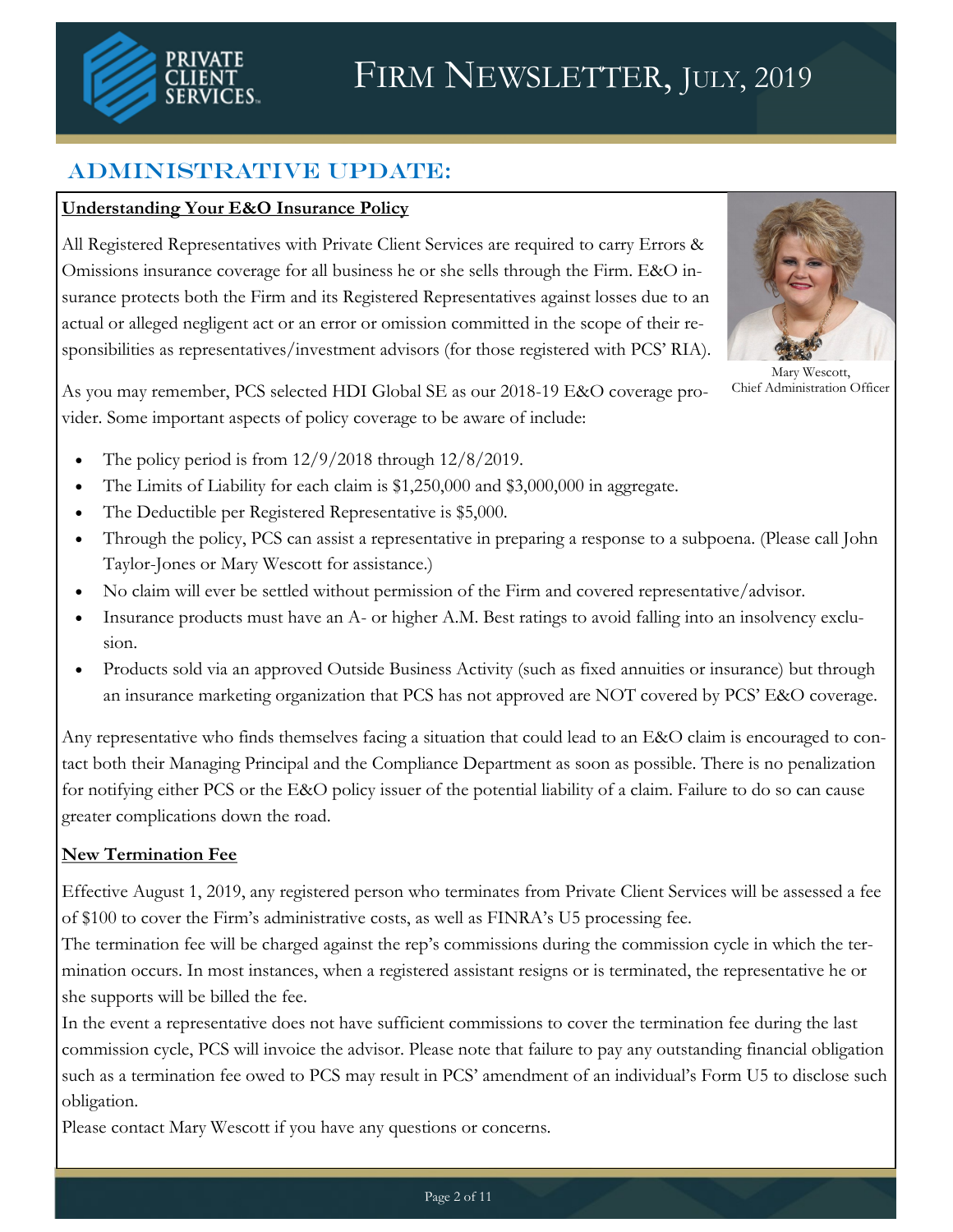# Firm Newsletter, July, 2019

## Administrative Update:

**Understanding Your E&O Insurance Policy**

All Registered Representatives with Private Client Services are required to carry Errors & Omissions insurance coverage for all business he or she sells through the Firm. E&O insurance protects both the Firm and its Registered Representatives against losses due to an actual or alleged negligent act or an error or omission committed in the scope of their responsibilities as representatives/investment advisors (for those registered with PCS' RIA).

Mary Wescott,
Chief Administration Officer

As you may remember, PCS selected HDI Global SE as our 2018-19 E&O coverage provider. Some important aspects of policy coverage to be aware of include:

- The policy period is from 12/9/2018 through 12/8/2019.
- The Limits of Liability for each claim is $1,250,000 and $3,000,000 in aggregate.
- The Deductible per Registered Representative is $5,000.
- Through the policy, PCS can assist a representative in preparing a response to a subpoena. (Please call John Taylor-Jones or Mary Wescott for assistance.)
- No claim will ever be settled without permission of the Firm and covered representative/advisor.
- Insurance products must have an A- or higher A.M. Best ratings to avoid falling into an insolvency exclusion.
- Products sold via an approved Outside Business Activity (such as fixed annuities or insurance) but through an insurance marketing organization that PCS has not approved are NOT covered by PCS' E&O coverage.

Any representative who finds themselves facing a situation that could lead to an E&O claim is encouraged to contact both their Managing Principal and the Compliance Department as soon as possible. There is no penalization for notifying either PCS or the E&O policy issuer of the potential liability of a claim. Failure to do so can cause greater complications down the road.

**New Termination Fee**

Effective August 1, 2019, any registered person who terminates from Private Client Services will be assessed a fee of $100 to cover the Firm's administrative costs, as well as FINRA's U5 processing fee.

The termination fee will be charged against the rep's commissions during the commission cycle in which the termination occurs. In most instances, when a registered assistant resigns or is terminated, the representative he or she supports will be billed the fee.

In the event a representative does not have sufficient commissions to cover the termination fee during the last commission cycle, PCS will invoice the advisor. Please note that failure to pay any outstanding financial obligation such as a termination fee owed to PCS may result in PCS' amendment of an individual's Form U5 to disclose such obligation.

Please contact Mary Wescott if you have any questions or concerns.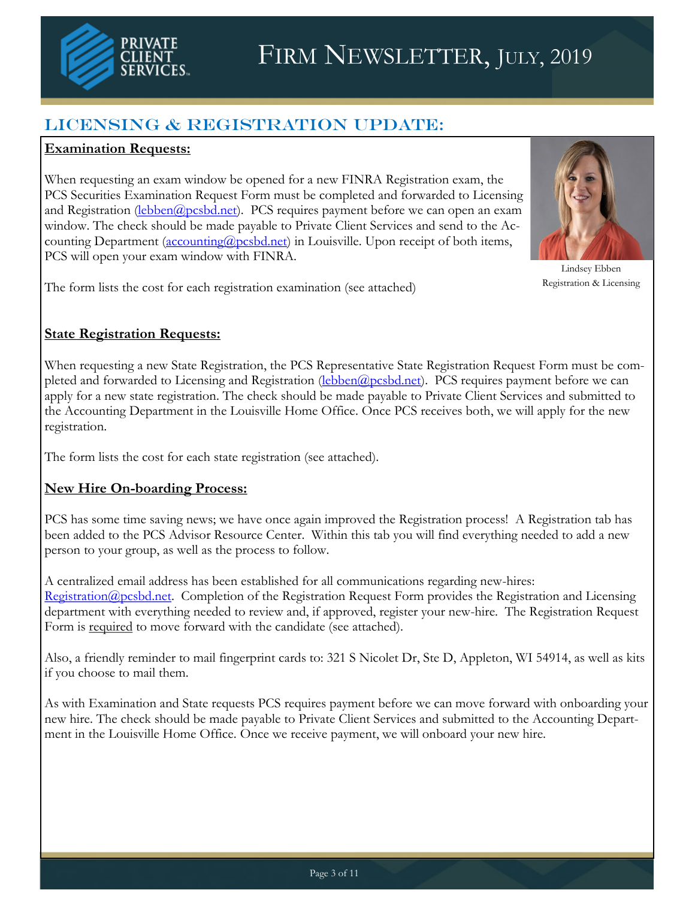# Firm Newsletter, July, 2019

## Licensing & Registration Update:

### Examination Requests:

When requesting an exam window be opened for a new FINRA Registration exam, the PCS Securities Examination Request Form must be completed and forwarded to Licensing and Registration (lebben@pcsbd.net). PCS requires payment before we can open an exam window. The check should be made payable to Private Client Services and send to the Accounting Department (accounting@pcsbd.net) in Louisville. Upon receipt of both items, PCS will open your exam window with FINRA.

Lindsey Ebben
Registration & Licensing

The form lists the cost for each registration examination (see attached)

### State Registration Requests:

When requesting a new State Registration, the PCS Representative State Registration Request Form must be completed and forwarded to Licensing and Registration (lebben@pcsbd.net). PCS requires payment before we can apply for a new state registration. The check should be made payable to Private Client Services and submitted to the Accounting Department in the Louisville Home Office. Once PCS receives both, we will apply for the new registration.

The form lists the cost for each state registration (see attached).

### New Hire On-boarding Process:

PCS has some time saving news; we have once again improved the Registration process! A Registration tab has been added to the PCS Advisor Resource Center. Within this tab you will find everything needed to add a new person to your group, as well as the process to follow.

A centralized email address has been established for all communications regarding new-hires: Registration@pcsbd.net. Completion of the Registration Request Form provides the Registration and Licensing department with everything needed to review and, if approved, register your new-hire. The Registration Request Form is required to move forward with the candidate (see attached).

Also, a friendly reminder to mail fingerprint cards to: 321 S Nicolet Dr, Ste D, Appleton, WI 54914, as well as kits if you choose to mail them.

As with Examination and State requests PCS requires payment before we can move forward with onboarding your new hire. The check should be made payable to Private Client Services and submitted to the Accounting Department in the Louisville Home Office. Once we receive payment, we will onboard your new hire.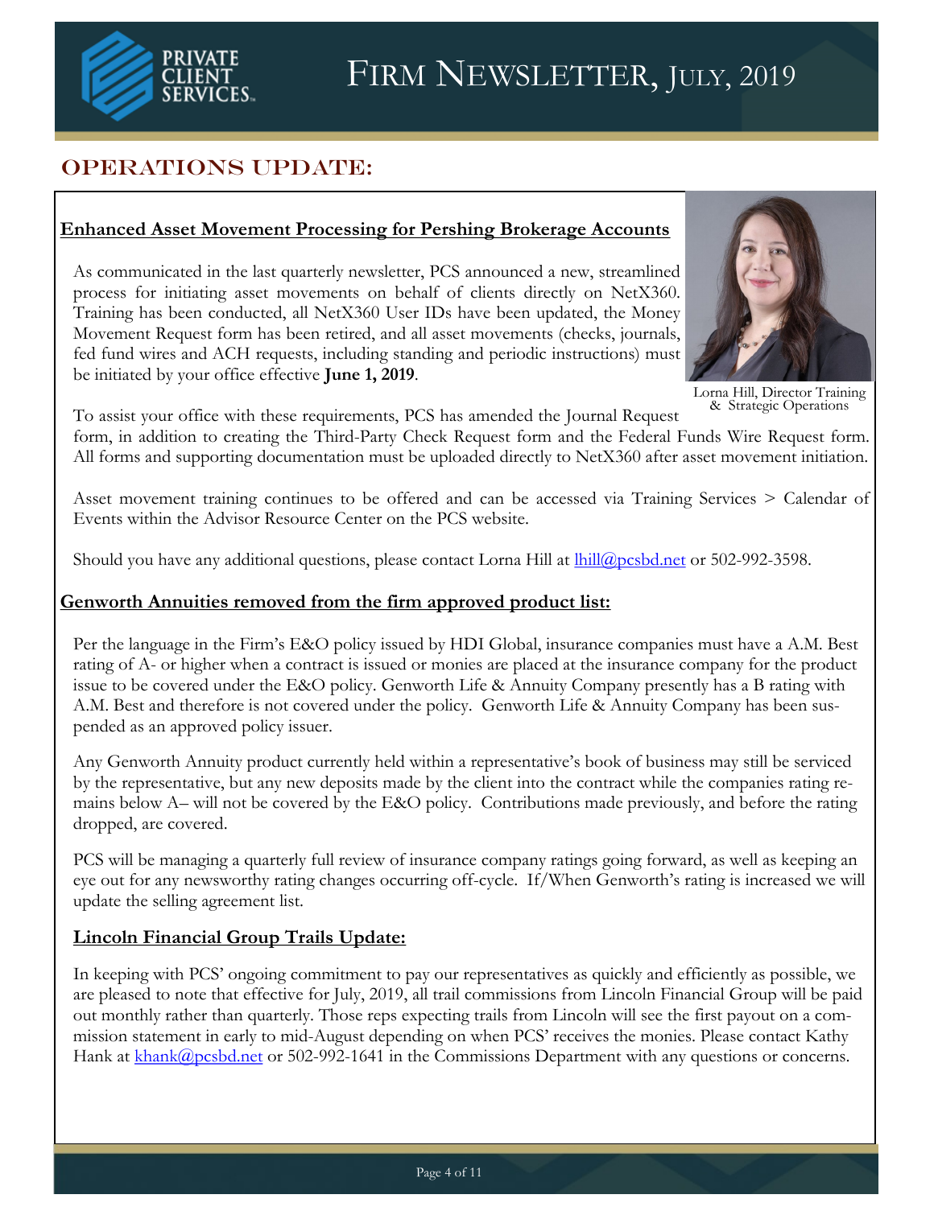// Firm Newsletter, July, 2019

## OPERATIONS UPDATE:

### Enhanced Asset Movement Processing for Pershing Brokerage Accounts

As communicated in the last quarterly newsletter, PCS announced a new, streamlined process for initiating asset movements on behalf of clients directly on NetX360. Training has been conducted, all NetX360 User IDs have been updated, the Money Movement Request form has been retired, and all asset movements (checks, journals, fed fund wires and ACH requests, including standing and periodic instructions) must be initiated by your office effective **June 1, 2019**.

Lorna Hill, Director Training & Strategic Operations

To assist your office with these requirements, PCS has amended the Journal Request form, in addition to creating the Third-Party Check Request form and the Federal Funds Wire Request form. All forms and supporting documentation must be uploaded directly to NetX360 after asset movement initiation.

Asset movement training continues to be offered and can be accessed via Training Services > Calendar of Events within the Advisor Resource Center on the PCS website.

Should you have any additional questions, please contact Lorna Hill at lhill@pcsbd.net or 502-992-3598.

### Genworth Annuities removed from the firm approved product list:

Per the language in the Firm's E&O policy issued by HDI Global, insurance companies must have a A.M. Best rating of A- or higher when a contract is issued or monies are placed at the insurance company for the product issue to be covered under the E&O policy. Genworth Life & Annuity Company presently has a B rating with A.M. Best and therefore is not covered under the policy. Genworth Life & Annuity Company has been suspended as an approved policy issuer.

Any Genworth Annuity product currently held within a representative's book of business may still be serviced by the representative, but any new deposits made by the client into the contract while the companies rating remains below A– will not be covered by the E&O policy. Contributions made previously, and before the rating dropped, are covered.

PCS will be managing a quarterly full review of insurance company ratings going forward, as well as keeping an eye out for any newsworthy rating changes occurring off-cycle. If/When Genworth's rating is increased we will update the selling agreement list.

### Lincoln Financial Group Trails Update:

In keeping with PCS' ongoing commitment to pay our representatives as quickly and efficiently as possible, we are pleased to note that effective for July, 2019, all trail commissions from Lincoln Financial Group will be paid out monthly rather than quarterly. Those reps expecting trails from Lincoln will see the first payout on a commission statement in early to mid-August depending on when PCS' receives the monies. Please contact Kathy Hank at khank@pcsbd.net or 502-992-1641 in the Commissions Department with any questions or concerns.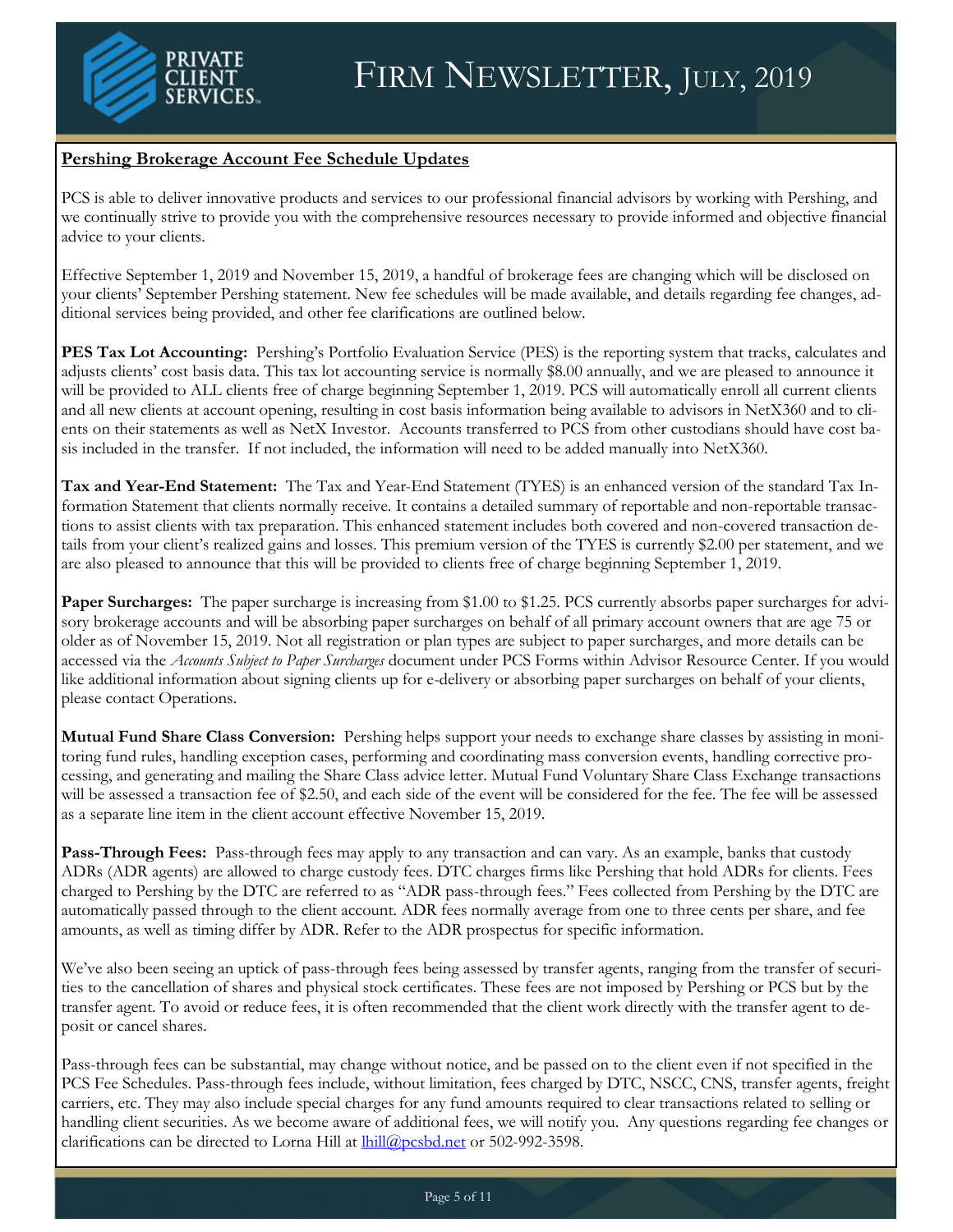## Pershing Brokerage Account Fee Schedule Updates

PCS is able to deliver innovative products and services to our professional financial advisors by working with Pershing, and we continually strive to provide you with the comprehensive resources necessary to provide informed and objective financial advice to your clients.

Effective September 1, 2019 and November 15, 2019, a handful of brokerage fees are changing which will be disclosed on your clients' September Pershing statement. New fee schedules will be made available, and details regarding fee changes, additional services being provided, and other fee clarifications are outlined below.

**PES Tax Lot Accounting:** Pershing's Portfolio Evaluation Service (PES) is the reporting system that tracks, calculates and adjusts clients' cost basis data. This tax lot accounting service is normally $8.00 annually, and we are pleased to announce it will be provided to ALL clients free of charge beginning September 1, 2019. PCS will automatically enroll all current clients and all new clients at account opening, resulting in cost basis information being available to advisors in NetX360 and to clients on their statements as well as NetX Investor. Accounts transferred to PCS from other custodians should have cost basis included in the transfer. If not included, the information will need to be added manually into NetX360.

**Tax and Year-End Statement:** The Tax and Year-End Statement (TYES) is an enhanced version of the standard Tax Information Statement that clients normally receive. It contains a detailed summary of reportable and non-reportable transactions to assist clients with tax preparation. This enhanced statement includes both covered and non-covered transaction details from your client's realized gains and losses. This premium version of the TYES is currently $2.00 per statement, and we are also pleased to announce that this will be provided to clients free of charge beginning September 1, 2019.

**Paper Surcharges:** The paper surcharge is increasing from $1.00 to $1.25. PCS currently absorbs paper surcharges for advisory brokerage accounts and will be absorbing paper surcharges on behalf of all primary account owners that are age 75 or older as of November 15, 2019. Not all registration or plan types are subject to paper surcharges, and more details can be accessed via the *Accounts Subject to Paper Surcharges* document under PCS Forms within Advisor Resource Center. If you would like additional information about signing clients up for e-delivery or absorbing paper surcharges on behalf of your clients, please contact Operations.

**Mutual Fund Share Class Conversion:** Pershing helps support your needs to exchange share classes by assisting in monitoring fund rules, handling exception cases, performing and coordinating mass conversion events, handling corrective processing, and generating and mailing the Share Class advice letter. Mutual Fund Voluntary Share Class Exchange transactions will be assessed a transaction fee of $2.50, and each side of the event will be considered for the fee. The fee will be assessed as a separate line item in the client account effective November 15, 2019.

**Pass-Through Fees:** Pass-through fees may apply to any transaction and can vary. As an example, banks that custody ADRs (ADR agents) are allowed to charge custody fees. DTC charges firms like Pershing that hold ADRs for clients. Fees charged to Pershing by the DTC are referred to as "ADR pass-through fees." Fees collected from Pershing by the DTC are automatically passed through to the client account. ADR fees normally average from one to three cents per share, and fee amounts, as well as timing differ by ADR. Refer to the ADR prospectus for specific information.

We've also been seeing an uptick of pass-through fees being assessed by transfer agents, ranging from the transfer of securities to the cancellation of shares and physical stock certificates. These fees are not imposed by Pershing or PCS but by the transfer agent. To avoid or reduce fees, it is often recommended that the client work directly with the transfer agent to deposit or cancel shares.

Pass-through fees can be substantial, may change without notice, and be passed on to the client even if not specified in the PCS Fee Schedules. Pass-through fees include, without limitation, fees charged by DTC, NSCC, CNS, transfer agents, freight carriers, etc. They may also include special charges for any fund amounts required to clear transactions related to selling or handling client securities. As we become aware of additional fees, we will notify you. Any questions regarding fee changes or clarifications can be directed to Lorna Hill at lhill@pcsbd.net or 502-992-3598.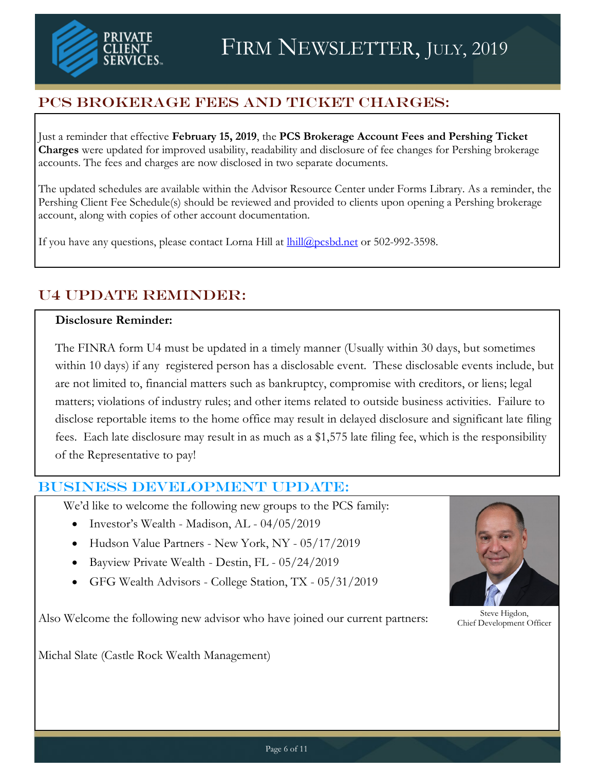# Firm Newsletter, July, 2019

## PCS BROKERAGE FEES AND TICKET CHARGES:

Just a reminder that effective **February 15, 2019**, the **PCS Brokerage Account Fees and Pershing Ticket Charges** were updated for improved usability, readability and disclosure of fee changes for Pershing brokerage accounts. The fees and charges are now disclosed in two separate documents.

The updated schedules are available within the Advisor Resource Center under Forms Library. As a reminder, the Pershing Client Fee Schedule(s) should be reviewed and provided to clients upon opening a Pershing brokerage account, along with copies of other account documentation.

If you have any questions, please contact Lorna Hill at lhill@pcsbd.net or 502-992-3598.

## U4 UPDATE REMINDER:

**Disclosure Reminder:**

The FINRA form U4 must be updated in a timely manner (Usually within 30 days, but sometimes within 10 days) if any registered person has a disclosable event. These disclosable events include, but are not limited to, financial matters such as bankruptcy, compromise with creditors, or liens; legal matters; violations of industry rules; and other items related to outside business activities. Failure to disclose reportable items to the home office may result in delayed disclosure and significant late filing fees. Each late disclosure may result in as much as a $1,575 late filing fee, which is the responsibility of the Representative to pay!

## BUSINESS DEVELOPMENT UPDATE:

We'd like to welcome the following new groups to the PCS family:

- Investor's Wealth - Madison, AL - 04/05/2019
- Hudson Value Partners - New York, NY - 05/17/2019
- Bayview Private Wealth - Destin, FL - 05/24/2019
- GFG Wealth Advisors - College Station, TX - 05/31/2019

Also Welcome the following new advisor who have joined our current partners:

Michal Slate (Castle Rock Wealth Management)

Steve Higdon,
Chief Development Officer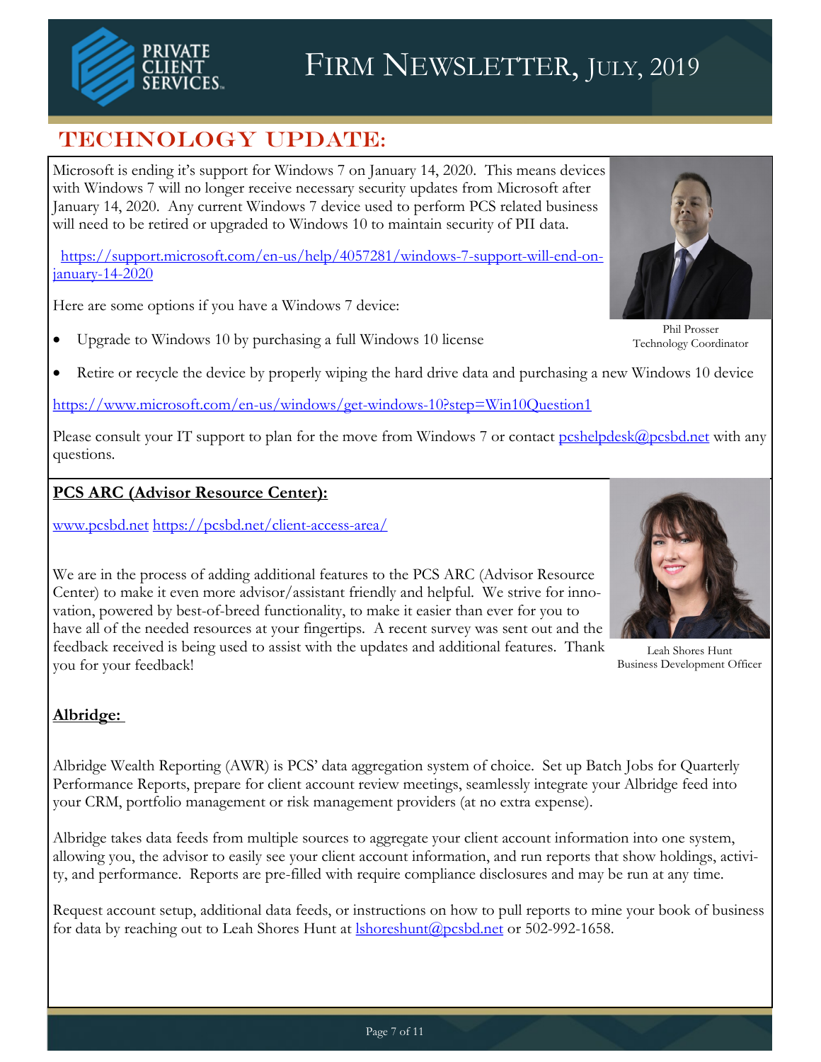# Firm Newsletter, July, 2019

## TECHNOLOGY UPDATE:

Microsoft is ending it's support for Windows 7 on January 14, 2020. This means devices with Windows 7 will no longer receive necessary security updates from Microsoft after January 14, 2020. Any current Windows 7 device used to perform PCS related business will need to be retired or upgraded to Windows 10 to maintain security of PII data.

https://support.microsoft.com/en-us/help/4057281/windows-7-support-will-end-on-january-14-2020

Here are some options if you have a Windows 7 device:

- Upgrade to Windows 10 by purchasing a full Windows 10 license
- Retire or recycle the device by properly wiping the hard drive data and purchasing a new Windows 10 device

Phil Prosser
Technology Coordinator

https://www.microsoft.com/en-us/windows/get-windows-10?step=Win10Question1

Please consult your IT support to plan for the move from Windows 7 or contact pcshelpdesk@pcsbd.net with any questions.

**PCS ARC (Advisor Resource Center):**

www.pcsbd.net https://pcsbd.net/client-access-area/

We are in the process of adding additional features to the PCS ARC (Advisor Resource Center) to make it even more advisor/assistant friendly and helpful. We strive for innovation, powered by best-of-breed functionality, to make it easier than ever for you to have all of the needed resources at your fingertips. A recent survey was sent out and the feedback received is being used to assist with the updates and additional features. Thank you for your feedback!

Leah Shores Hunt
Business Development Officer

**Albridge:**

Albridge Wealth Reporting (AWR) is PCS' data aggregation system of choice. Set up Batch Jobs for Quarterly Performance Reports, prepare for client account review meetings, seamlessly integrate your Albridge feed into your CRM, portfolio management or risk management providers (at no extra expense).

Albridge takes data feeds from multiple sources to aggregate your client account information into one system, allowing you, the advisor to easily see your client account information, and run reports that show holdings, activity, and performance. Reports are pre-filled with require compliance disclosures and may be run at any time.

Request account setup, additional data feeds, or instructions on how to pull reports to mine your book of business for data by reaching out to Leah Shores Hunt at lshoreshunt@pcsbd.net or 502-992-1658.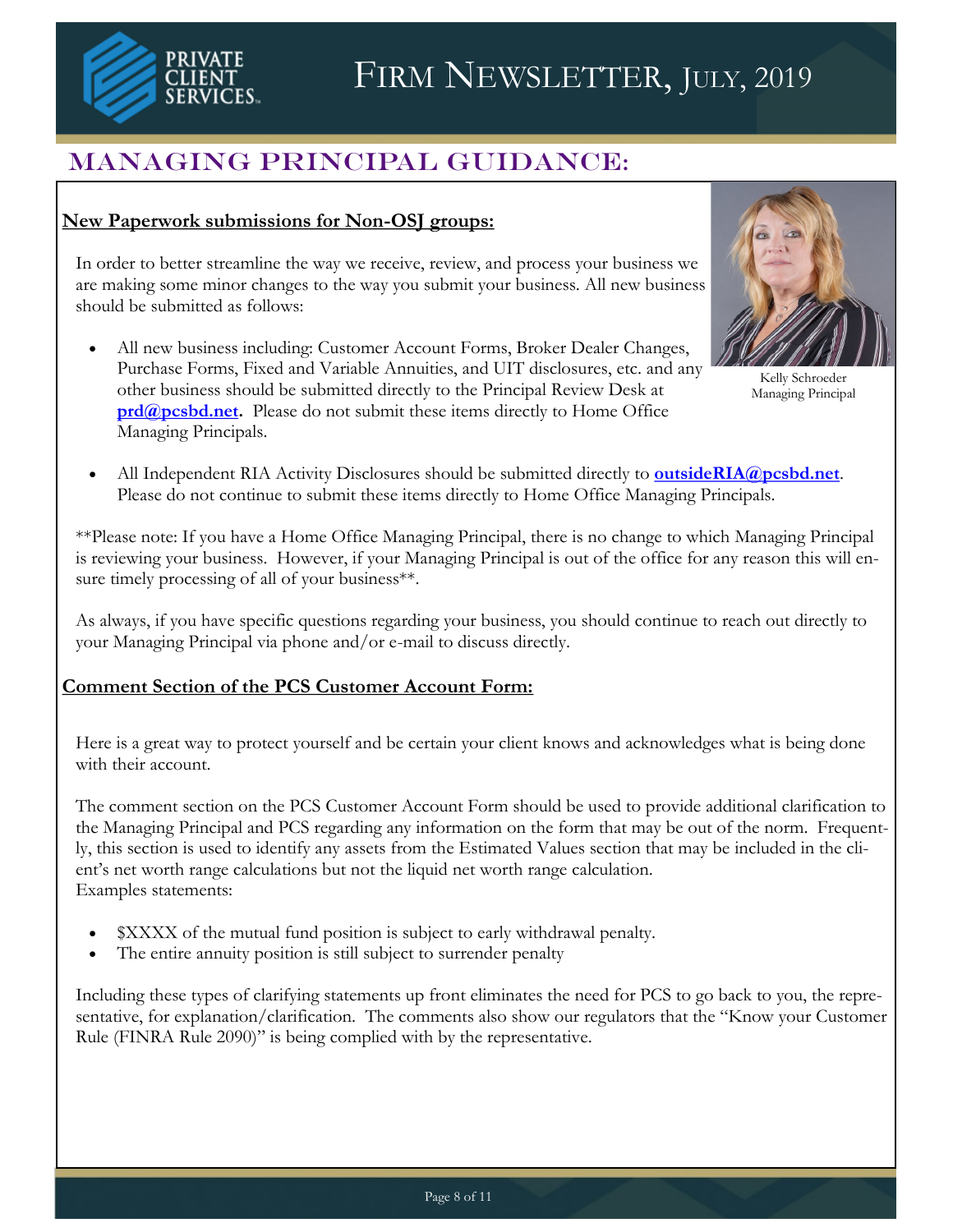# Firm Newsletter, July, 2019

## Managing Principal Guidance:

### New Paperwork submissions for Non-OSJ groups:

In order to better streamline the way we receive, review, and process your business we are making some minor changes to the way you submit your business. All new business should be submitted as follows:

Kelly Schroeder
Managing Principal

- All new business including: Customer Account Forms, Broker Dealer Changes, Purchase Forms, Fixed and Variable Annuities, and UIT disclosures, etc. and any other business should be submitted directly to the Principal Review Desk at **prd@pcsbd.net.** Please do not submit these items directly to Home Office Managing Principals.

- All Independent RIA Activity Disclosures should be submitted directly to **outsideRIA@pcsbd.net**. Please do not continue to submit these items directly to Home Office Managing Principals.

**Please note: If you have a Home Office Managing Principal, there is no change to which Managing Principal is reviewing your business. However, if your Managing Principal is out of the office for any reason this will ensure timely processing of all of your business**.

As always, if you have specific questions regarding your business, you should continue to reach out directly to your Managing Principal via phone and/or e-mail to discuss directly.

### Comment Section of the PCS Customer Account Form:

Here is a great way to protect yourself and be certain your client knows and acknowledges what is being done with their account.

The comment section on the PCS Customer Account Form should be used to provide additional clarification to the Managing Principal and PCS regarding any information on the form that may be out of the norm. Frequently, this section is used to identify any assets from the Estimated Values section that may be included in the client's net worth range calculations but not the liquid net worth range calculation.
Examples statements:

- $XXXX of the mutual fund position is subject to early withdrawal penalty.
- The entire annuity position is still subject to surrender penalty

Including these types of clarifying statements up front eliminates the need for PCS to go back to you, the representative, for explanation/clarification. The comments also show our regulators that the "Know your Customer Rule (FINRA Rule 2090)" is being complied with by the representative.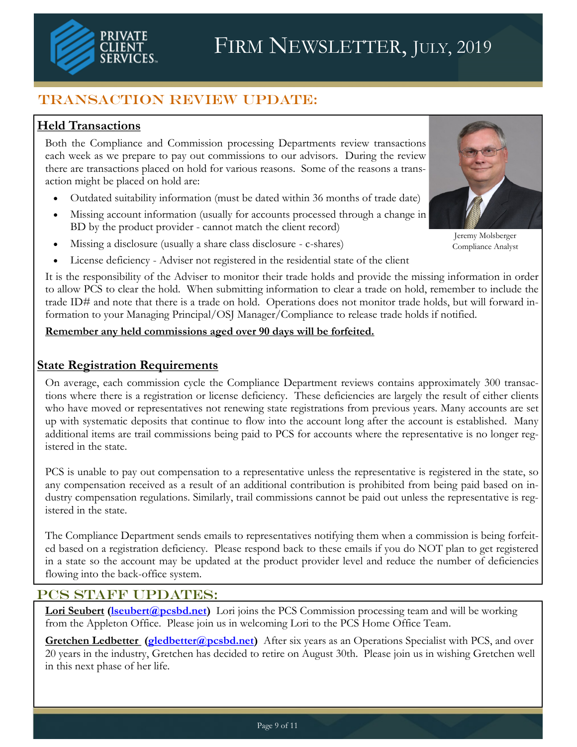PRIVATE CLIENT SERVICES

# Firm Newsletter, July, 2019

## Transaction Review Update:

### Held Transactions

Both the Compliance and Commission processing Departments review transactions each week as we prepare to pay out commissions to our advisors. During the review there are transactions placed on hold for various reasons. Some of the reasons a transaction might be placed on hold are:

- Outdated suitability information (must be dated within 36 months of trade date)
- Missing account information (usually for accounts processed through a change in BD by the product provider - cannot match the client record)
- Missing a disclosure (usually a share class disclosure - c-shares)
- License deficiency - Adviser not registered in the residential state of the client

Jeremy Molsberger
Compliance Analyst

It is the responsibility of the Adviser to monitor their trade holds and provide the missing information in order to allow PCS to clear the hold. When submitting information to clear a trade on hold, remember to include the trade ID# and note that there is a trade on hold. Operations does not monitor trade holds, but will forward information to your Managing Principal/OSJ Manager/Compliance to release trade holds if notified.

**Remember any held commissions aged over 90 days will be forfeited.**

### State Registration Requirements

On average, each commission cycle the Compliance Department reviews contains approximately 300 transactions where there is a registration or license deficiency. These deficiencies are largely the result of either clients who have moved or representatives not renewing state registrations from previous years. Many accounts are set up with systematic deposits that continue to flow into the account long after the account is established. Many additional items are trail commissions being paid to PCS for accounts where the representative is no longer registered in the state.

PCS is unable to pay out compensation to a representative unless the representative is registered in the state, so any compensation received as a result of an additional contribution is prohibited from being paid based on industry compensation regulations. Similarly, trail commissions cannot be paid out unless the representative is registered in the state.

The Compliance Department sends emails to representatives notifying them when a commission is being forfeited based on a registration deficiency. Please respond back to these emails if you do NOT plan to get registered in a state so the account may be updated at the product provider level and reduce the number of deficiencies flowing into the back-office system.

## PCS Staff Updates:

**Lori Seubert (lseubert@pcsbd.net)** Lori joins the PCS Commission processing team and will be working from the Appleton Office. Please join us in welcoming Lori to the PCS Home Office Team.

**Gretchen Ledbetter (gledbetter@pcsbd.net)** After six years as an Operations Specialist with PCS, and over 20 years in the industry, Gretchen has decided to retire on August 30th. Please join us in wishing Gretchen well in this next phase of her life.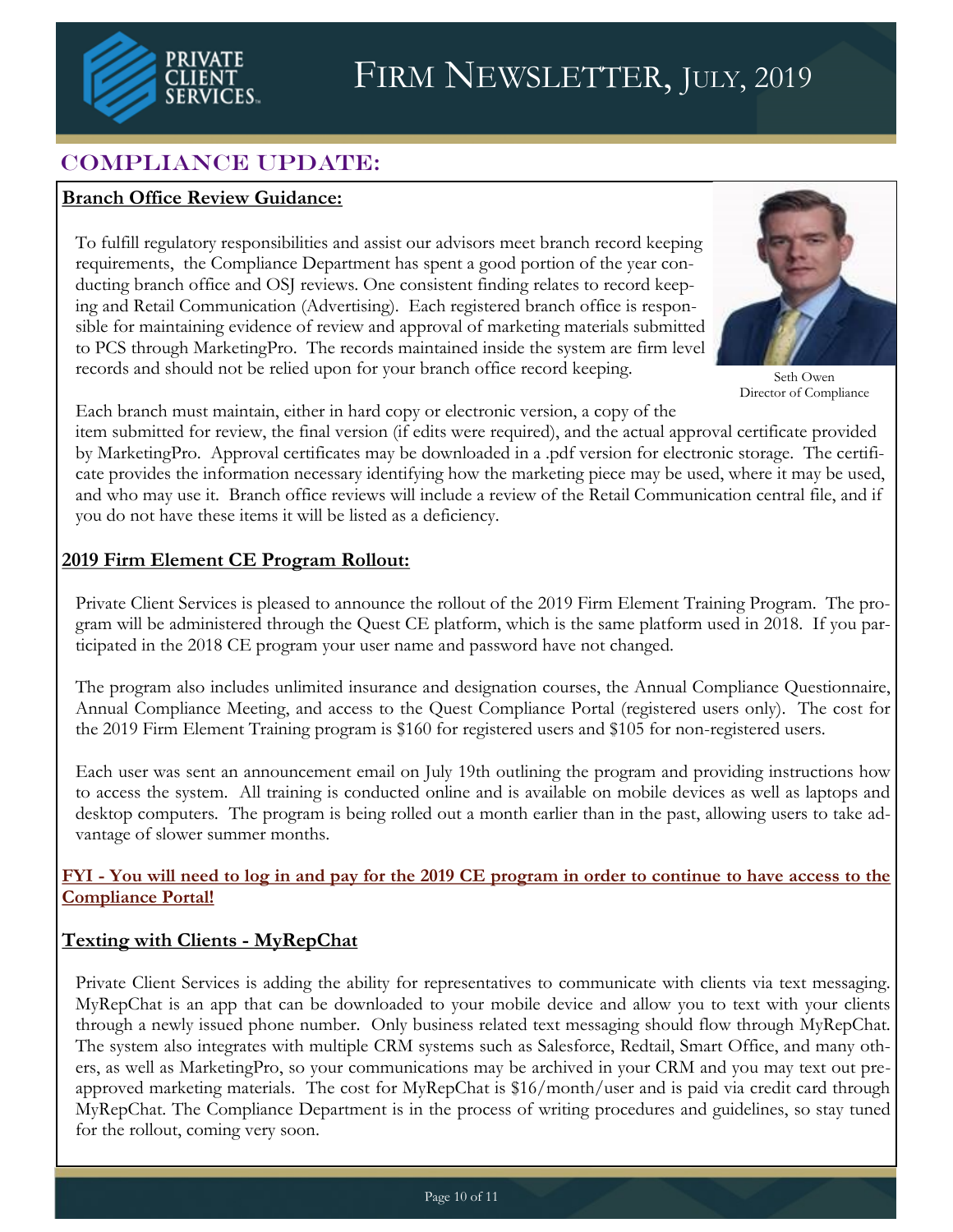# Firm Newsletter, July, 2019

## Compliance Update:

### Branch Office Review Guidance:

To fulfill regulatory responsibilities and assist our advisors meet branch record keeping requirements, the Compliance Department has spent a good portion of the year conducting branch office and OSJ reviews. One consistent finding relates to record keeping and Retail Communication (Advertising). Each registered branch office is responsible for maintaining evidence of review and approval of marketing materials submitted to PCS through MarketingPro. The records maintained inside the system are firm level records and should not be relied upon for your branch office record keeping.

Seth Owen
Director of Compliance

Each branch must maintain, either in hard copy or electronic version, a copy of the item submitted for review, the final version (if edits were required), and the actual approval certificate provided by MarketingPro. Approval certificates may be downloaded in a .pdf version for electronic storage. The certificate provides the information necessary identifying how the marketing piece may be used, where it may be used, and who may use it. Branch office reviews will include a review of the Retail Communication central file, and if you do not have these items it will be listed as a deficiency.

### 2019 Firm Element CE Program Rollout:

Private Client Services is pleased to announce the rollout of the 2019 Firm Element Training Program. The program will be administered through the Quest CE platform, which is the same platform used in 2018. If you participated in the 2018 CE program your user name and password have not changed.

The program also includes unlimited insurance and designation courses, the Annual Compliance Questionnaire, Annual Compliance Meeting, and access to the Quest Compliance Portal (registered users only). The cost for the 2019 Firm Element Training program is $160 for registered users and $105 for non-registered users.

Each user was sent an announcement email on July 19th outlining the program and providing instructions how to access the system. All training is conducted online and is available on mobile devices as well as laptops and desktop computers. The program is being rolled out a month earlier than in the past, allowing users to take advantage of slower summer months.

**FYI - You will need to log in and pay for the 2019 CE program in order to continue to have access to the Compliance Portal!**

### Texting with Clients - MyRepChat

Private Client Services is adding the ability for representatives to communicate with clients via text messaging. MyRepChat is an app that can be downloaded to your mobile device and allow you to text with your clients through a newly issued phone number. Only business related text messaging should flow through MyRepChat. The system also integrates with multiple CRM systems such as Salesforce, Redtail, Smart Office, and many others, as well as MarketingPro, so your communications may be archived in your CRM and you may text out pre-approved marketing materials. The cost for MyRepChat is $16/month/user and is paid via credit card through MyRepChat. The Compliance Department is in the process of writing procedures and guidelines, so stay tuned for the rollout, coming very soon.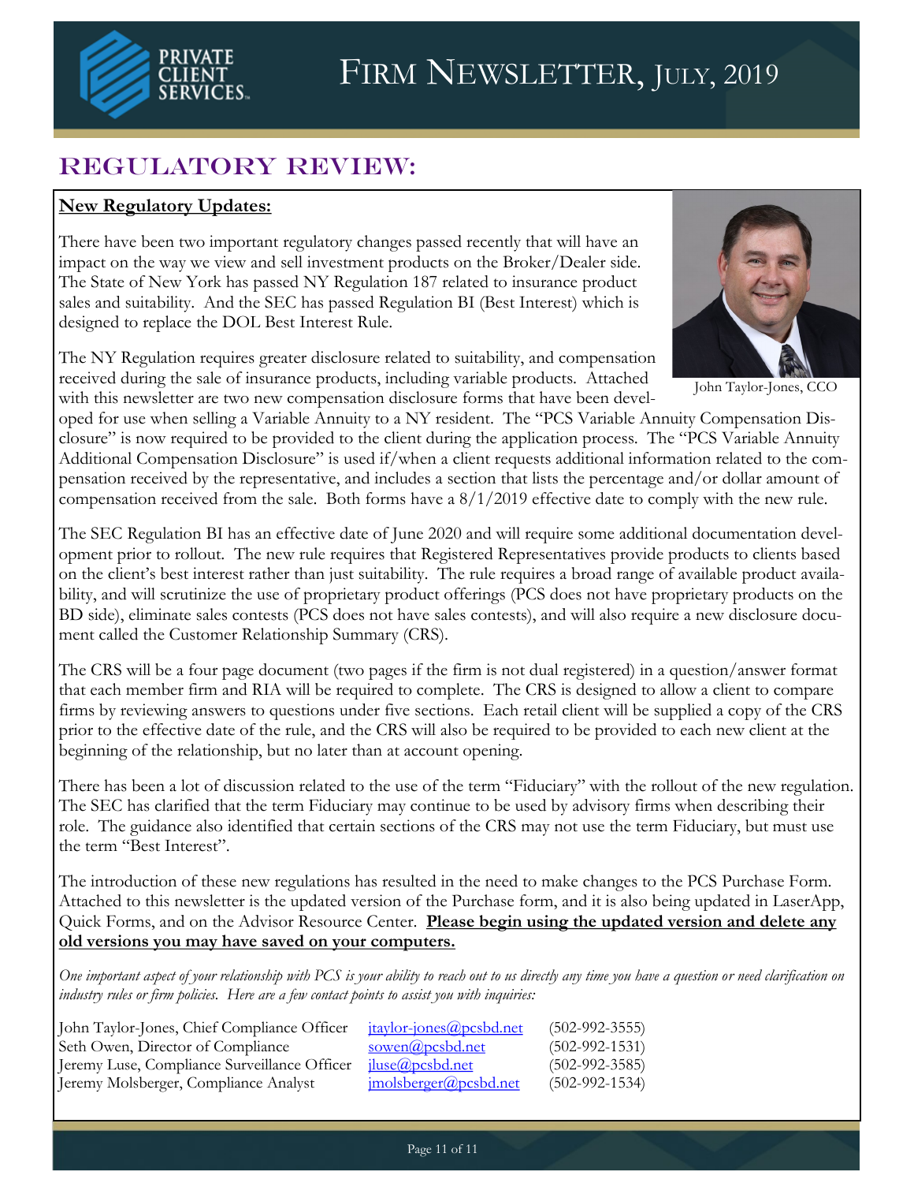# Firm Newsletter, July, 2019

## REGULATORY REVIEW:

**New Regulatory Updates:**

There have been two important regulatory changes passed recently that will have an impact on the way we view and sell investment products on the Broker/Dealer side. The State of New York has passed NY Regulation 187 related to insurance product sales and suitability. And the SEC has passed Regulation BI (Best Interest) which is designed to replace the DOL Best Interest Rule.

John Taylor-Jones, CCO

The NY Regulation requires greater disclosure related to suitability, and compensation received during the sale of insurance products, including variable products. Attached with this newsletter are two new compensation disclosure forms that have been developed for use when selling a Variable Annuity to a NY resident. The "PCS Variable Annuity Compensation Disclosure" is now required to be provided to the client during the application process. The "PCS Variable Annuity Additional Compensation Disclosure" is used if/when a client requests additional information related to the compensation received by the representative, and includes a section that lists the percentage and/or dollar amount of compensation received from the sale. Both forms have a 8/1/2019 effective date to comply with the new rule.

The SEC Regulation BI has an effective date of June 2020 and will require some additional documentation development prior to rollout. The new rule requires that Registered Representatives provide products to clients based on the client's best interest rather than just suitability. The rule requires a broad range of available product availability, and will scrutinize the use of proprietary product offerings (PCS does not have proprietary products on the BD side), eliminate sales contests (PCS does not have sales contests), and will also require a new disclosure document called the Customer Relationship Summary (CRS).

The CRS will be a four page document (two pages if the firm is not dual registered) in a question/answer format that each member firm and RIA will be required to complete. The CRS is designed to allow a client to compare firms by reviewing answers to questions under five sections. Each retail client will be supplied a copy of the CRS prior to the effective date of the rule, and the CRS will also be required to be provided to each new client at the beginning of the relationship, but no later than at account opening.

There has been a lot of discussion related to the use of the term "Fiduciary" with the rollout of the new regulation. The SEC has clarified that the term Fiduciary may continue to be used by advisory firms when describing their role. The guidance also identified that certain sections of the CRS may not use the term Fiduciary, but must use the term "Best Interest".

The introduction of these new regulations has resulted in the need to make changes to the PCS Purchase Form. Attached to this newsletter is the updated version of the Purchase form, and it is also being updated in LaserApp, Quick Forms, and on the Advisor Resource Center. **Please begin using the updated version and delete any old versions you may have saved on your computers.**

*One important aspect of your relationship with PCS is your ability to reach out to us directly any time you have a question or need clarification on industry rules or firm policies. Here are a few contact points to assist you with inquiries:*

| | | |
|---|---|---|
| John Taylor-Jones, Chief Compliance Officer | jtaylor-jones@pcsbd.net | (502-992-3555) |
| Seth Owen, Director of Compliance | sowen@pcsbd.net | (502-992-1531) |
| Jeremy Luse, Compliance Surveillance Officer | jluse@pcsbd.net | (502-992-3585) |
| Jeremy Molsberger, Compliance Analyst | jmolsberger@pcsbd.net | (502-992-1534) |